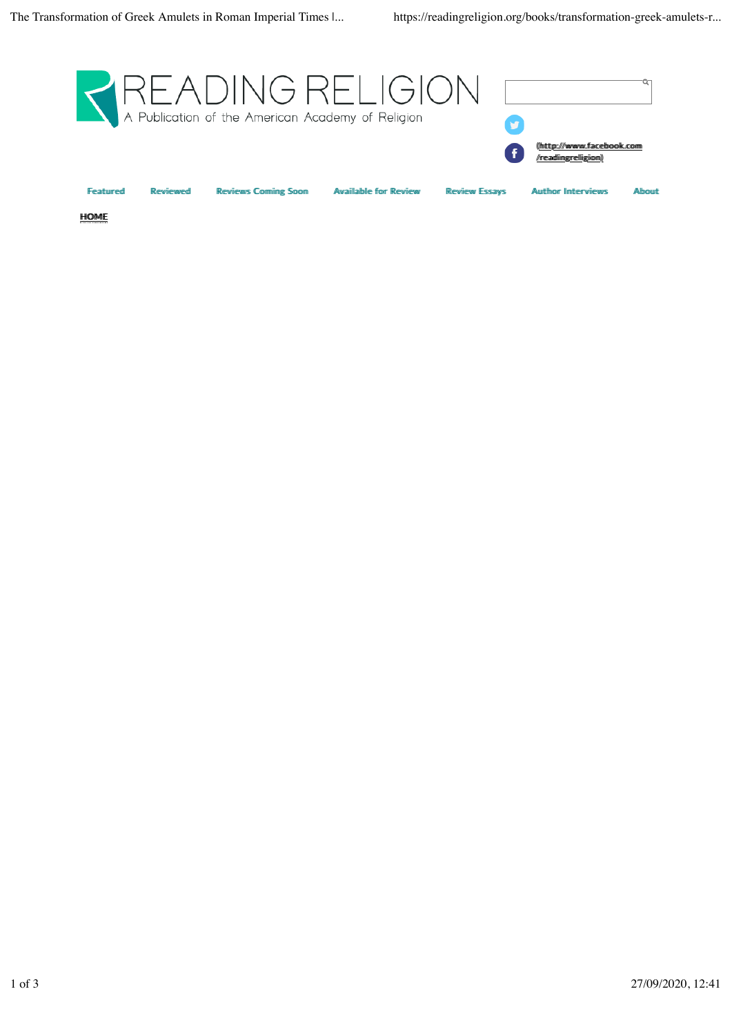# READING RELIGION

A Publication of the American Academy of Religion

(http://www.facebook.com/readingreligion)

Featured | Reviewed | Reviews Coming Soon | Available for Review | Review Essays | Author Interviews | About

**HOME**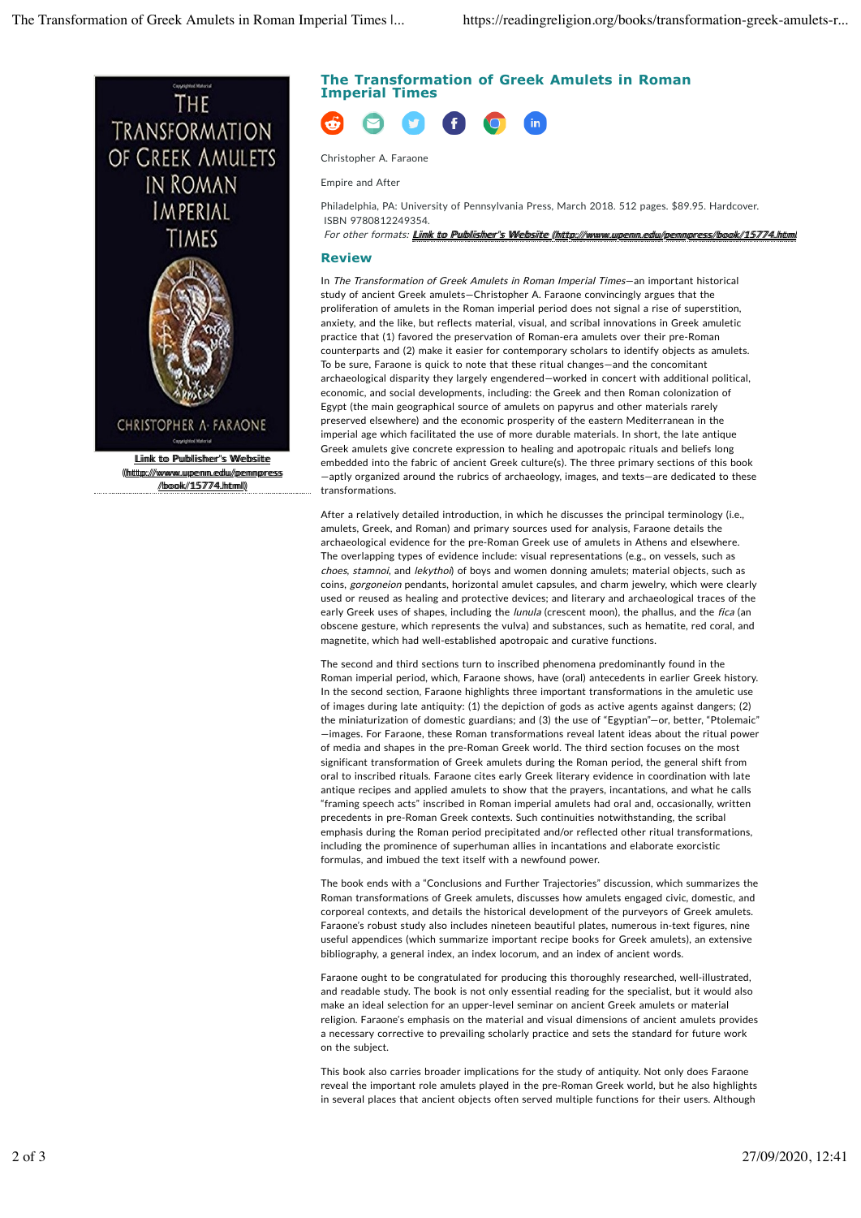Link to Publisher's Website (http://www.upenn.edu/pennpress/book/15774.html)

## The Transformation of Greek Amulets in Roman Imperial Times

Christopher A. Faraone

Empire and After

Philadelphia, PA: University of Pennsylvania Press, March 2018. 512 pages. $89.95. Hardcover. ISBN 9780812249354.

*For other formats:* **Link to Publisher's Website (http://www.upenn.edu/pennpress/book/15774.html)**

### Review

In *The Transformation of Greek Amulets in Roman Imperial Times*—an important historical study of ancient Greek amulets—Christopher A. Faraone convincingly argues that the proliferation of amulets in the Roman imperial period does not signal a rise of superstition, anxiety, and the like, but reflects material, visual, and scribal innovations in Greek amuletic practice that (1) favored the preservation of Roman-era amulets over their pre-Roman counterparts and (2) make it easier for contemporary scholars to identify objects as amulets. To be sure, Faraone is quick to note that these ritual changes—and the concomitant archaeological disparity they largely engendered—worked in concert with additional political, economic, and social developments, including: the Greek and then Roman colonization of Egypt (the main geographical source of amulets on papyrus and other materials rarely preserved elsewhere) and the economic prosperity of the eastern Mediterranean in the imperial age which facilitated the use of more durable materials. In short, the late antique Greek amulets give concrete expression to healing and apotropaic rituals and beliefs long embedded into the fabric of ancient Greek culture(s). The three primary sections of this book—aptly organized around the rubrics of archaeology, images, and texts—are dedicated to these transformations.

After a relatively detailed introduction, in which he discusses the principal terminology (i.e., amulets, Greek, and Roman) and primary sources used for analysis, Faraone details the archaeological evidence for the pre-Roman Greek use of amulets in Athens and elsewhere. The overlapping types of evidence include: visual representations (e.g., on vessels, such as *choes*, *stamnoi*, and *lekythoi*) of boys and women donning amulets; material objects, such as coins, *gorgoneion* pendants, horizontal amulet capsules, and charm jewelry, which were clearly used or reused as healing and protective devices; and literary and archaeological traces of the early Greek uses of shapes, including the *lunula* (crescent moon), the phallus, and the *fica* (an obscene gesture, which represents the vulva) and substances, such as hematite, red coral, and magnetite, which had well-established apotropaic and curative functions.

The second and third sections turn to inscribed phenomena predominantly found in the Roman imperial period, which, Faraone shows, have (oral) antecedents in earlier Greek history. In the second section, Faraone highlights three important transformations in the amuletic use of images during late antiquity: (1) the depiction of gods as active agents against dangers; (2) the miniaturization of domestic guardians; and (3) the use of "Egyptian"—or, better, "Ptolemaic"—images. For Faraone, these Roman transformations reveal latent ideas about the ritual power of media and shapes in the pre-Roman Greek world. The third section focuses on the most significant transformation of Greek amulets during the Roman period, the general shift from oral to inscribed rituals. Faraone cites early Greek literary evidence in coordination with late antique recipes and applied amulets to show that the prayers, incantations, and what he calls "framing speech acts" inscribed in Roman imperial amulets had oral and, occasionally, written precedents in pre-Roman Greek contexts. Such continuities notwithstanding, the scribal emphasis during the Roman period precipitated and/or reflected other ritual transformations, including the prominence of superhuman allies in incantations and elaborate exorcistic formulas, and imbued the text itself with a newfound power.

The book ends with a "Conclusions and Further Trajectories" discussion, which summarizes the Roman transformations of Greek amulets, discusses how amulets engaged civic, domestic, and corporeal contexts, and details the historical development of the purveyors of Greek amulets. Faraone's robust study also includes nineteen beautiful plates, numerous in-text figures, nine useful appendices (which summarize important recipe books for Greek amulets), an extensive bibliography, a general index, an index locorum, and an index of ancient words.

Faraone ought to be congratulated for producing this thoroughly researched, well-illustrated, and readable study. The book is not only essential reading for the specialist, but it would also make an ideal selection for an upper-level seminar on ancient Greek amulets or material religion. Faraone's emphasis on the material and visual dimensions of ancient amulets provides a necessary corrective to prevailing scholarly practice and sets the standard for future work on the subject.

This book also carries broader implications for the study of antiquity. Not only does Faraone reveal the important role amulets played in the pre-Roman Greek world, but he also highlights in several places that ancient objects often served multiple functions for their users. Although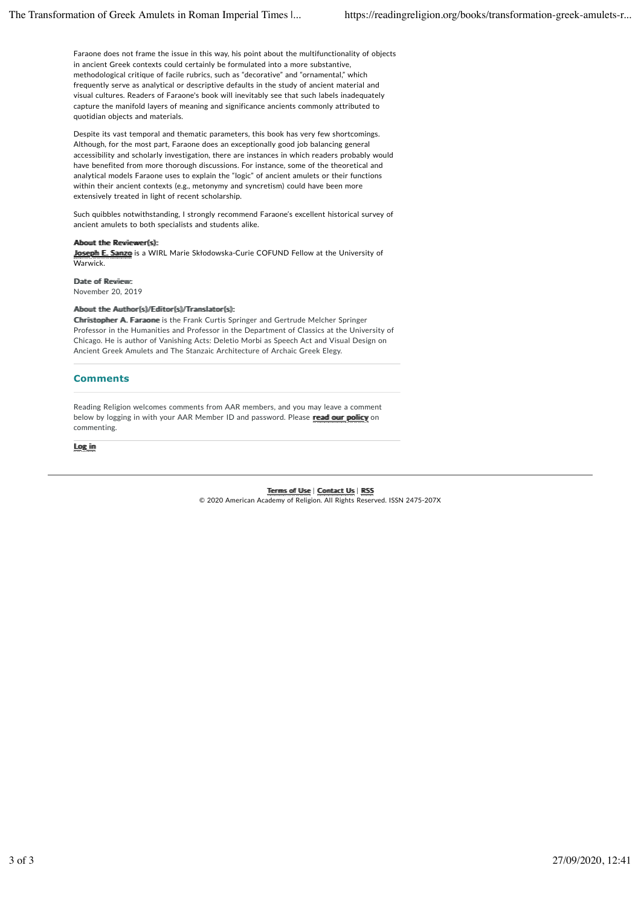Faraone does not frame the issue in this way, his point about the multifunctionality of objects in ancient Greek contexts could certainly be formulated into a more substantive, methodological critique of facile rubrics, such as "decorative" and "ornamental," which frequently serve as analytical or descriptive defaults in the study of ancient material and visual cultures. Readers of Faraone's book will inevitably see that such labels inadequately capture the manifold layers of meaning and significance ancients commonly attributed to quotidian objects and materials.

Despite its vast temporal and thematic parameters, this book has very few shortcomings. Although, for the most part, Faraone does an exceptionally good job balancing general accessibility and scholarly investigation, there are instances in which readers probably would have benefited from more thorough discussions. For instance, some of the theoretical and analytical models Faraone uses to explain the "logic" of ancient amulets or their functions within their ancient contexts (e.g., metonymy and syncretism) could have been more extensively treated in light of recent scholarship.

Such quibbles notwithstanding, I strongly recommend Faraone's excellent historical survey of ancient amulets to both specialists and students alike.

**About the Reviewer(s):**
**Joseph E. Sanzo** is a WIRL Marie Skłodowska-Curie COFUND Fellow at the University of Warwick.

**Date of Review:**
November 20, 2019

**About the Author(s)/Editor(s)/Translator(s):**
**Christopher A. Faraone** is the Frank Curtis Springer and Gertrude Melcher Springer Professor in the Humanities and Professor in the Department of Classics at the University of Chicago. He is author of Vanishing Acts: Deletio Morbi as Speech Act and Visual Design on Ancient Greek Amulets and The Stanzaic Architecture of Archaic Greek Elegy.

## Comments

Reading Religion welcomes comments from AAR members, and you may leave a comment below by logging in with your AAR Member ID and password. Please **read our policy** on commenting.

**Log in**

**Terms of Use** | **Contact Us** | **RSS**
© 2020 American Academy of Religion. All Rights Reserved. ISSN 2475-207X